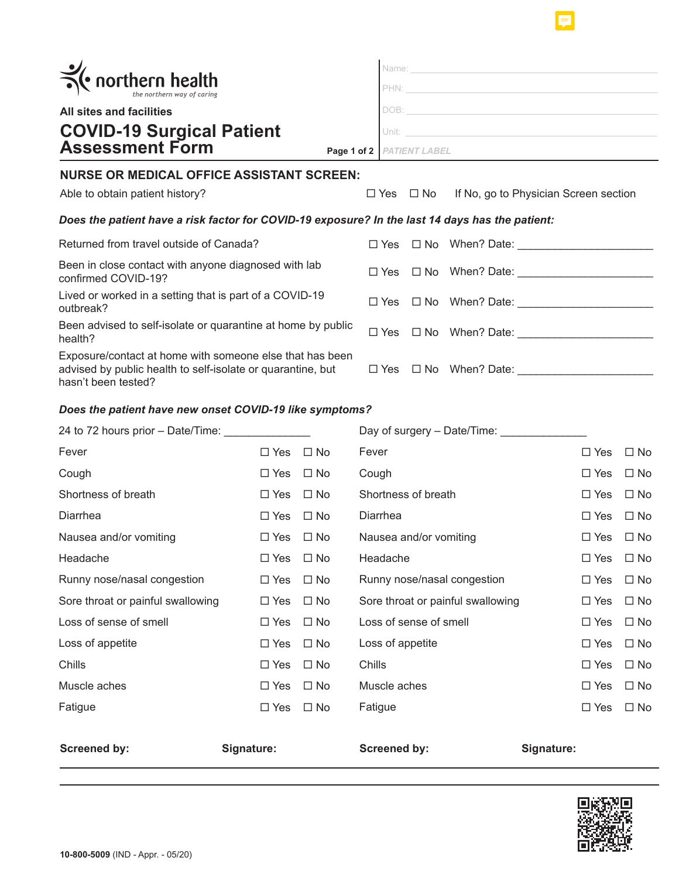northern health
*the northern way of caring*

**All sites and facilities**

# COVID-19 Surgical Patient Assessment Form

Name: ______________________

PHN: ______________________

DOB: ______________________

Unit: ______________________

*PATIENT LABEL*

## NURSE OR MEDICAL OFFICE ASSISTANT SCREEN:

Able to obtain patient history? ☐ Yes ☐ No If No, go to Physician Screen section

***Does the patient have a risk factor for COVID-19 exposure? In the last 14 days has the patient:***

| | | | |
|---|---|---|---|
| Returned from travel outside of Canada? | ☐ Yes | ☐ No | When? Date: ______________________ |
| Been in close contact with anyone diagnosed with lab confirmed COVID-19? | ☐ Yes | ☐ No | When? Date: ______________________ |
| Lived or worked in a setting that is part of a COVID-19 outbreak? | ☐ Yes | ☐ No | When? Date: ______________________ |
| Been advised to self-isolate or quarantine at home by public health? | ☐ Yes | ☐ No | When? Date: ______________________ |
| Exposure/contact at home with someone else that has been advised by public health to self-isolate or quarantine, but hasn't been tested? | ☐ Yes | ☐ No | When? Date: ______________________ |

***Does the patient have new onset COVID-19 like symptoms?***

| 24 to 72 hours prior – Date/Time: ______________ | | | Day of surgery – Date/Time: ______________ | | |
|---|---|---|---|---|---|
| Fever | ☐ Yes | ☐ No | Fever | ☐ Yes | ☐ No |
| Cough | ☐ Yes | ☐ No | Cough | ☐ Yes | ☐ No |
| Shortness of breath | ☐ Yes | ☐ No | Shortness of breath | ☐ Yes | ☐ No |
| Diarrhea | ☐ Yes | ☐ No | Diarrhea | ☐ Yes | ☐ No |
| Nausea and/or vomiting | ☐ Yes | ☐ No | Nausea and/or vomiting | ☐ Yes | ☐ No |
| Headache | ☐ Yes | ☐ No | Headache | ☐ Yes | ☐ No |
| Runny nose/nasal congestion | ☐ Yes | ☐ No | Runny nose/nasal congestion | ☐ Yes | ☐ No |
| Sore throat or painful swallowing | ☐ Yes | ☐ No | Sore throat or painful swallowing | ☐ Yes | ☐ No |
| Loss of sense of smell | ☐ Yes | ☐ No | Loss of sense of smell | ☐ Yes | ☐ No |
| Loss of appetite | ☐ Yes | ☐ No | Loss of appetite | ☐ Yes | ☐ No |
| Chills | ☐ Yes | ☐ No | Chills | ☐ Yes | ☐ No |
| Muscle aches | ☐ Yes | ☐ No | Muscle aches | ☐ Yes | ☐ No |
| Fatigue | ☐ Yes | ☐ No | Fatigue | ☐ Yes | ☐ No |

**Screened by:** **Signature:** **Screened by:** **Signature:**

**10-800-5009** (IND - Appr. - 05/20)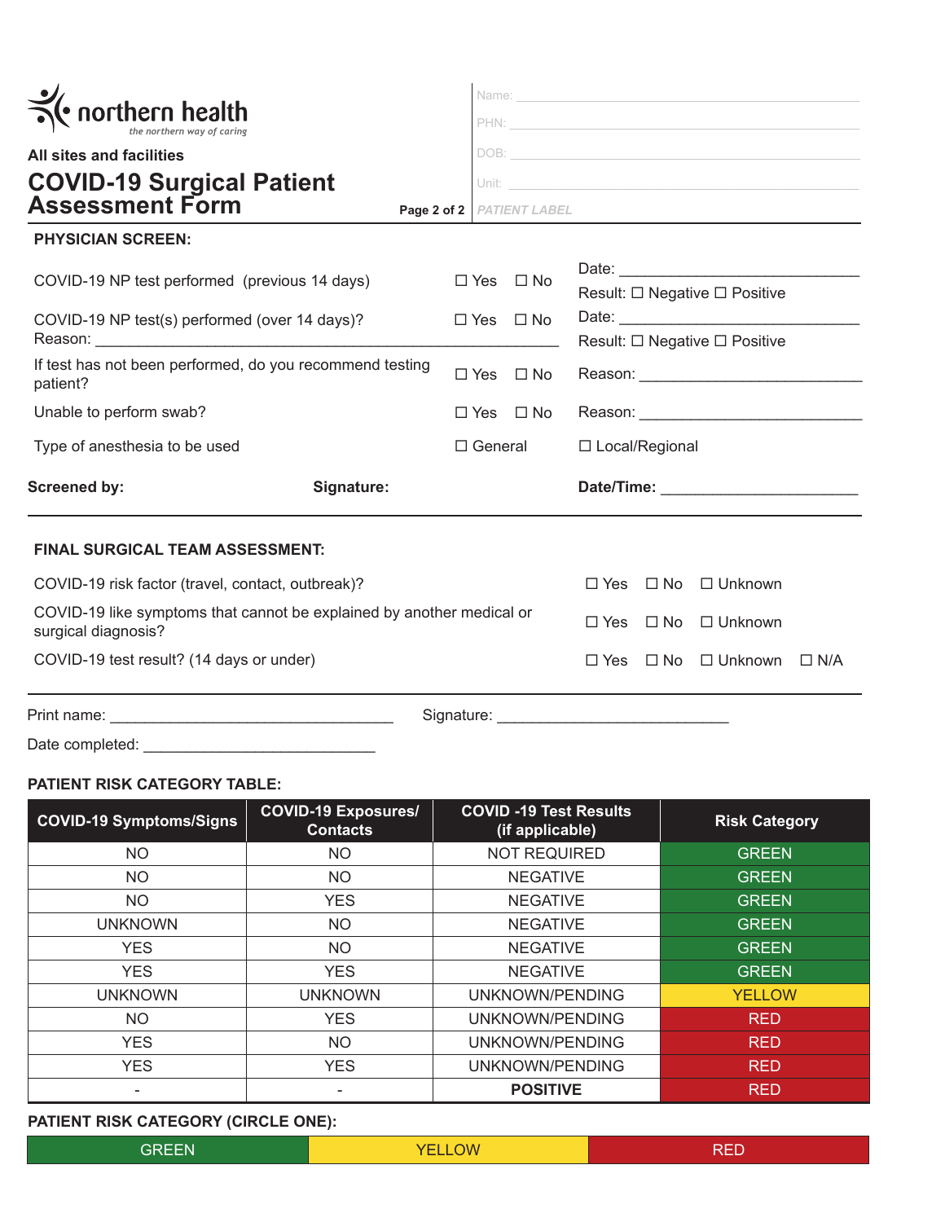northern health
*the northern way of caring*

**All sites and facilities**

# COVID-19 Surgical Patient Assessment Form

Page 2 of 2

Name: ______________________________

PHN: ______________________________

DOB: ______________________________

Unit: ______________________________

*PATIENT LABEL*

**PHYSICIAN SCREEN:**

COVID-19 NP test performed (previous 14 days) ☐ Yes ☐ No Date: ___________________________
Result: ☐ Negative ☐ Positive

COVID-19 NP test(s) performed (over 14 days)? ☐ Yes ☐ No Date: ___________________________
Reason: ___________________________________________________ Result: ☐ Negative ☐ Positive

If test has not been performed, do you recommend testing patient? ☐ Yes ☐ No Reason: ___________________________

Unable to perform swab? ☐ Yes ☐ No Reason: ___________________________

Type of anesthesia to be used ☐ General ☐ Local/Regional

**Screened by:** **Signature:** **Date/Time:** ______________________

**FINAL SURGICAL TEAM ASSESSMENT:**

COVID-19 risk factor (travel, contact, outbreak)? ☐ Yes ☐ No ☐ Unknown

COVID-19 like symptoms that cannot be explained by another medical or surgical diagnosis? ☐ Yes ☐ No ☐ Unknown

COVID-19 test result? (14 days or under) ☐ Yes ☐ No ☐ Unknown ☐ N/A

Print name: _________________________________ Signature: ___________________________

Date completed: ___________________________

**PATIENT RISK CATEGORY TABLE:**

| COVID-19 Symptoms/Signs | COVID-19 Exposures/ Contacts | COVID -19 Test Results (if applicable) | Risk Category |
|---|---|---|---|
| NO | NO | NOT REQUIRED | GREEN |
| NO | NO | NEGATIVE | GREEN |
| NO | YES | NEGATIVE | GREEN |
| UNKNOWN | NO | NEGATIVE | GREEN |
| YES | NO | NEGATIVE | GREEN |
| YES | YES | NEGATIVE | GREEN |
| UNKNOWN | UNKNOWN | UNKNOWN/PENDING | YELLOW |
| NO | YES | UNKNOWN/PENDING | RED |
| YES | NO | UNKNOWN/PENDING | RED |
| YES | YES | UNKNOWN/PENDING | RED |
| - | - | **POSITIVE** | RED |

**PATIENT RISK CATEGORY (CIRCLE ONE):**

| GREEN | YELLOW | RED |
|---|---|---|